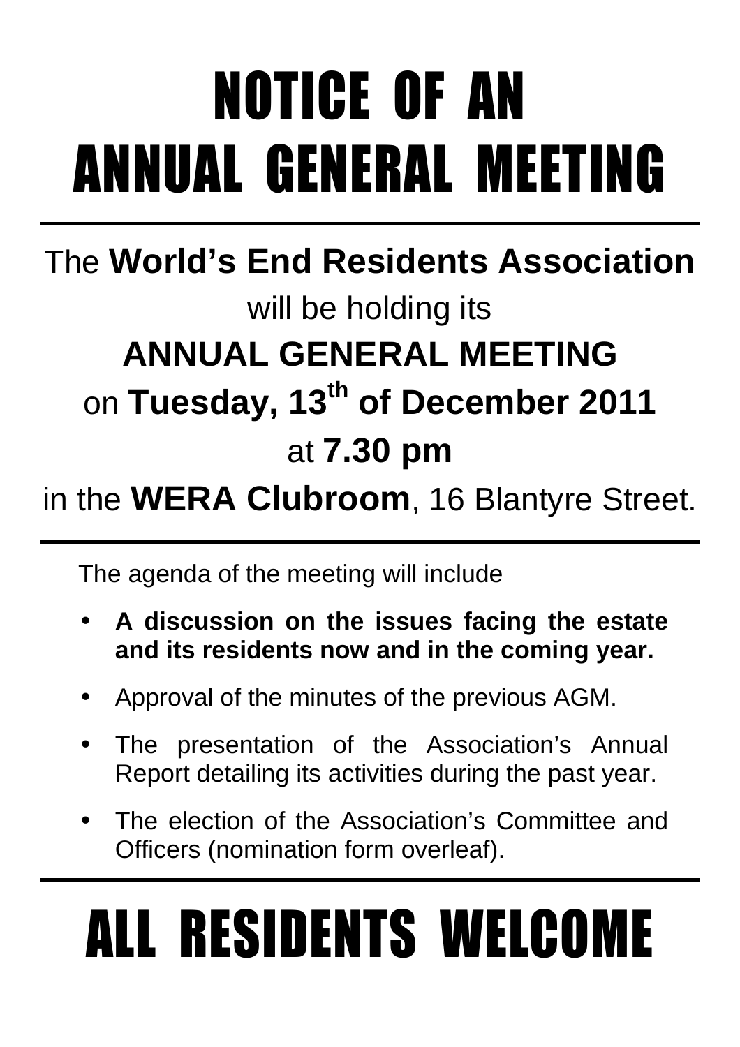# NOTICE OF AN ANNUAL GENERAL MEETING

---

The **World's End Residents Association**

will be holding its

**ANNUAL GENERAL MEETING**

on **Tuesday, 13th of December 2011**

at **7.30 pm**

in the **WERA Clubroom**, 16 Blantyre Street.

---

The agenda of the meeting will include

- **A discussion on the issues facing the estate and its residents now and in the coming year.**
- Approval of the minutes of the previous AGM.
- The presentation of the Association's Annual Report detailing its activities during the past year.
- The election of the Association's Committee and Officers (nomination form overleaf).

---

# ALL RESIDENTS WELCOME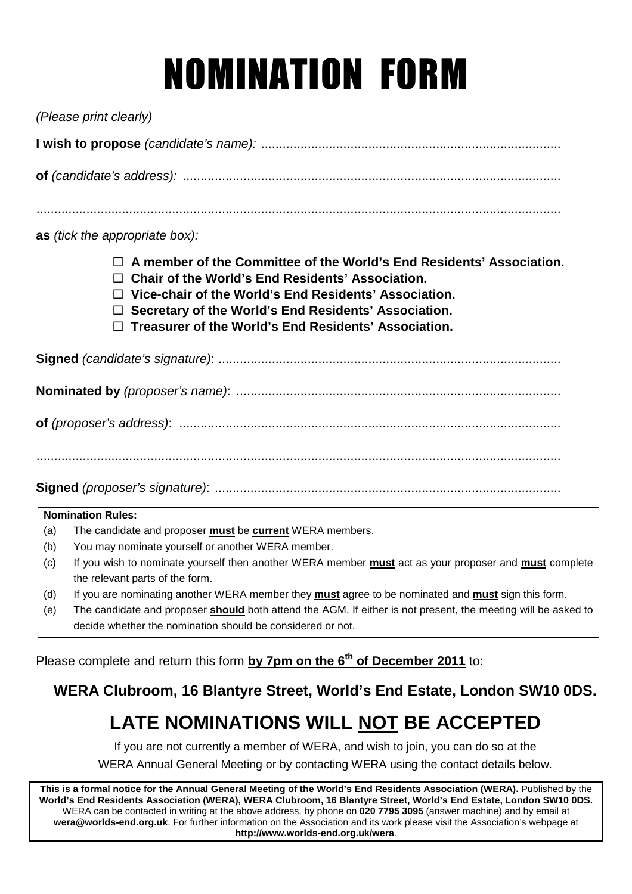# NOMINATION FORM

*(Please print clearly)*

**I wish to propose** *(candidate's name):* ....................................................................................

**of** *(candidate's address):* ........................................................................................................

..................................................................................................................................................

**as** *(tick the appropriate box):*

- ☐ **A member of the Committee of the World's End Residents' Association.**
- ☐ **Chair of the World's End Residents' Association.**
- ☐ **Vice-chair of the World's End Residents' Association.**
- ☐ **Secretary of the World's End Residents' Association.**
- ☐ **Treasurer of the World's End Residents' Association.**

**Signed** *(candidate's signature)*: ...............................................................................................

**Nominated by** *(proposer's name)*: ..........................................................................................

**of** *(proposer's address)*: ..........................................................................................................

..................................................................................................................................................

**Signed** *(proposer's signature)*: .................................................................................................

**Nomination Rules:**

(a) The candidate and proposer **must** be **current** WERA members.

(b) You may nominate yourself or another WERA member.

(c) If you wish to nominate yourself then another WERA member **must** act as your proposer and **must** complete the relevant parts of the form.

(d) If you are nominating another WERA member they **must** agree to be nominated and **must** sign this form.

(e) The candidate and proposer **should** both attend the AGM. If either is not present, the meeting will be asked to decide whether the nomination should be considered or not.

Please complete and return this form **by 7pm on the 6th of December 2011** to:

**WERA Clubroom, 16 Blantyre Street, World's End Estate, London SW10 0DS.**

## LATE NOMINATIONS WILL NOT BE ACCEPTED

If you are not currently a member of WERA, and wish to join, you can do so at the WERA Annual General Meeting or by contacting WERA using the contact details below.

**This is a formal notice for the Annual General Meeting of the World's End Residents Association (WERA).** Published by the **World's End Residents Association (WERA), WERA Clubroom, 16 Blantyre Street, World's End Estate, London SW10 0DS.** WERA can be contacted in writing at the above address, by phone on **020 7795 3095** (answer machine) and by email at **wera@worlds-end.org.uk**. For further information on the Association and its work please visit the Association's webpage at **http://www.worlds-end.org.uk/wera**.